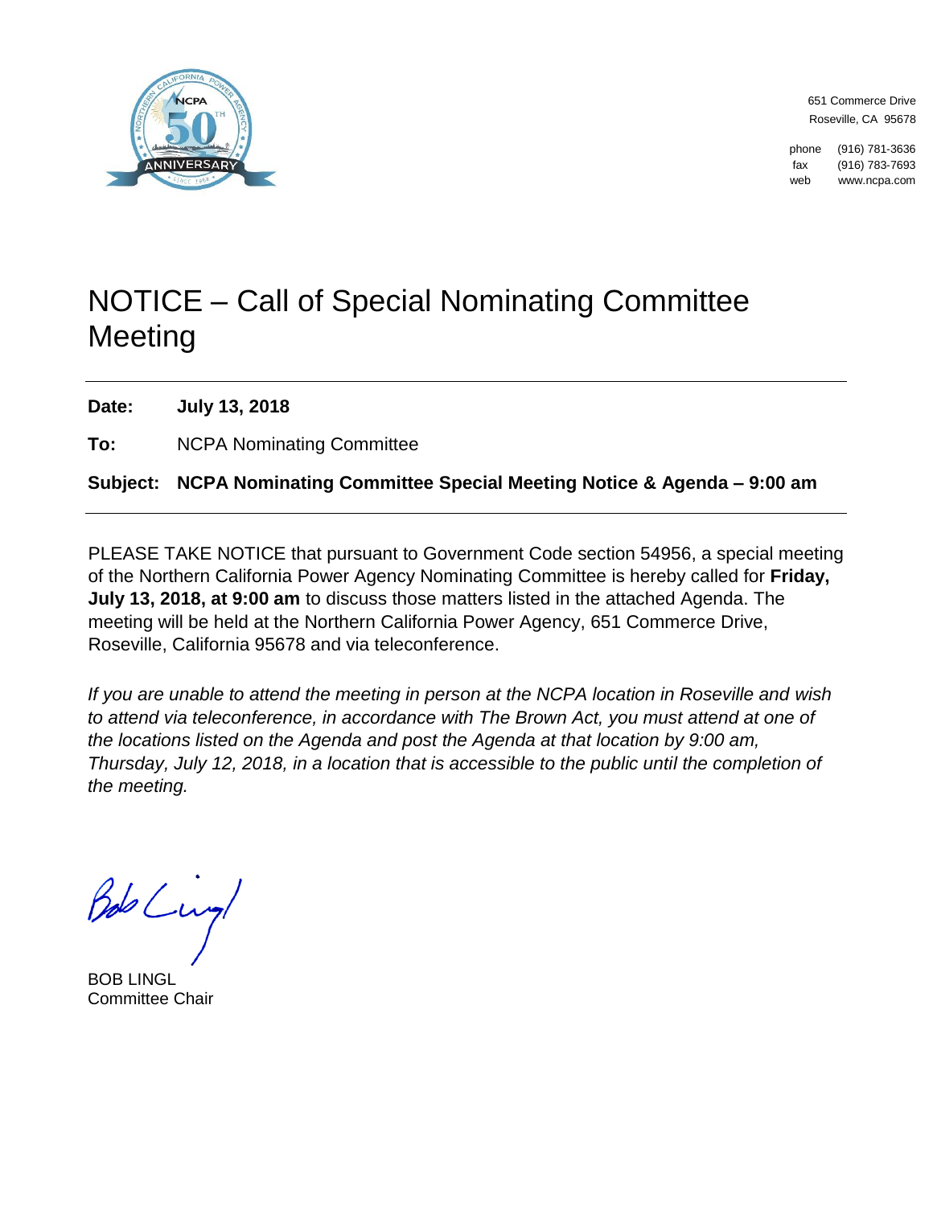651 Commerce Drive
Roseville, CA 95678

phone (916) 781-3636
fax (916) 783-7693
web www.ncpa.com

# NOTICE – Call of Special Nominating Committee Meeting

**Date:** **July 13, 2018**

**To:** NCPA Nominating Committee

**Subject:** **NCPA Nominating Committee Special Meeting Notice & Agenda – 9:00 am**

PLEASE TAKE NOTICE that pursuant to Government Code section 54956, a special meeting of the Northern California Power Agency Nominating Committee is hereby called for **Friday, July 13, 2018, at 9:00 am** to discuss those matters listed in the attached Agenda. The meeting will be held at the Northern California Power Agency, 651 Commerce Drive, Roseville, California 95678 and via teleconference.

*If you are unable to attend the meeting in person at the NCPA location in Roseville and wish to attend via teleconference, in accordance with The Brown Act, you must attend at one of the locations listed on the Agenda and post the Agenda at that location by 9:00 am, Thursday, July 12, 2018, in a location that is accessible to the public until the completion of the meeting.*

Bob Lingl

BOB LINGL
Committee Chair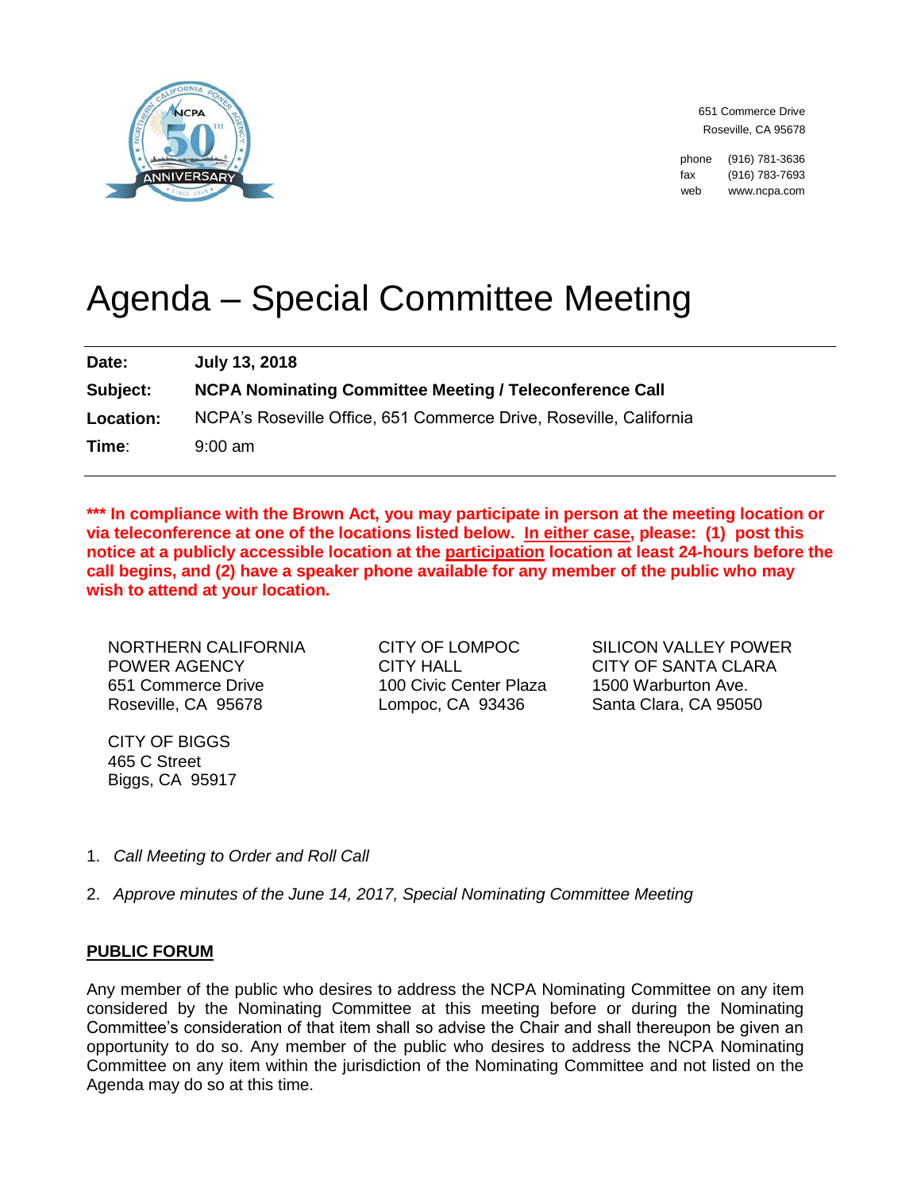651 Commerce Drive
Roseville, CA 95678

phone (916) 781-3636
fax (916) 783-7693
web www.ncpa.com

# Agenda – Special Committee Meeting

| | |
|---|---|
| **Date:** | **July 13, 2018** |
| **Subject:** | **NCPA Nominating Committee Meeting / Teleconference Call** |
| **Location:** | NCPA's Roseville Office, 651 Commerce Drive, Roseville, California |
| **Time**: | 9:00 am |

**\*\*\* In compliance with the Brown Act, you may participate in person at the meeting location or via teleconference at one of the locations listed below. <u>In either case</u>, please: (1) post this notice at a publicly accessible location at the <u>participation</u> location at least 24-hours before the call begins, and (2) have a speaker phone available for any member of the public who may wish to attend at your location.**

NORTHERN CALIFORNIA POWER AGENCY
651 Commerce Drive
Roseville, CA 95678

CITY OF LOMPOC
CITY HALL
100 Civic Center Plaza
Lompoc, CA 93436

SILICON VALLEY POWER
CITY OF SANTA CLARA
1500 Warburton Ave.
Santa Clara, CA 95050

CITY OF BIGGS
465 C Street
Biggs, CA 95917

1. *Call Meeting to Order and Roll Call*

2. *Approve minutes of the June 14, 2017, Special Nominating Committee Meeting*

**<u>PUBLIC FORUM</u>**

Any member of the public who desires to address the NCPA Nominating Committee on any item considered by the Nominating Committee at this meeting before or during the Nominating Committee's consideration of that item shall so advise the Chair and shall thereupon be given an opportunity to do so. Any member of the public who desires to address the NCPA Nominating Committee on any item within the jurisdiction of the Nominating Committee and not listed on the Agenda may do so at this time.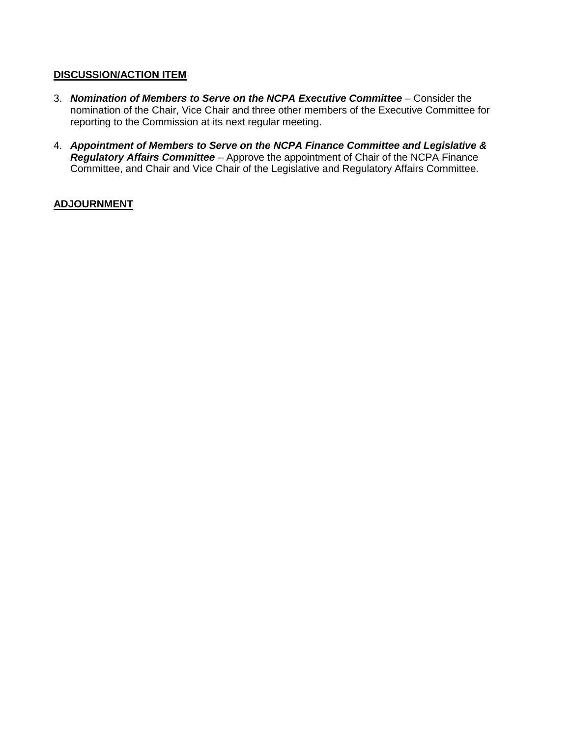**DISCUSSION/ACTION ITEM**

3. ***Nomination of Members to Serve on the NCPA Executive Committee*** – Consider the nomination of the Chair, Vice Chair and three other members of the Executive Committee for reporting to the Commission at its next regular meeting.

4. ***Appointment of Members to Serve on the NCPA Finance Committee and Legislative & Regulatory Affairs Committee*** – Approve the appointment of Chair of the NCPA Finance Committee, and Chair and Vice Chair of the Legislative and Regulatory Affairs Committee.

**ADJOURNMENT**